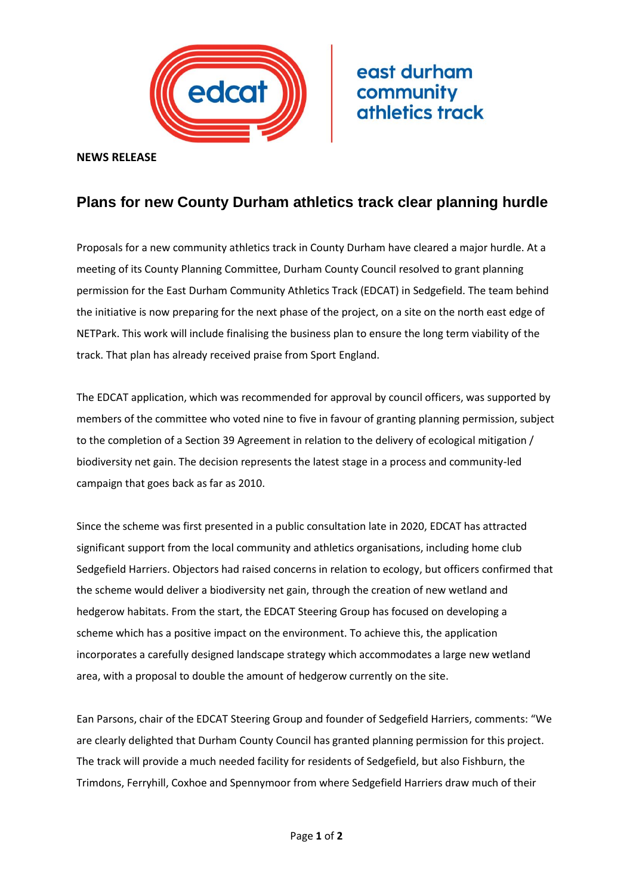edcat

east durham community athletics track

**NEWS RELEASE**

# Plans for new County Durham athletics track clear planning hurdle

Proposals for a new community athletics track in County Durham have cleared a major hurdle. At a meeting of its County Planning Committee, Durham County Council resolved to grant planning permission for the East Durham Community Athletics Track (EDCAT) in Sedgefield. The team behind the initiative is now preparing for the next phase of the project, on a site on the north east edge of NETPark. This work will include finalising the business plan to ensure the long term viability of the track. That plan has already received praise from Sport England.

The EDCAT application, which was recommended for approval by council officers, was supported by members of the committee who voted nine to five in favour of granting planning permission, subject to the completion of a Section 39 Agreement in relation to the delivery of ecological mitigation / biodiversity net gain. The decision represents the latest stage in a process and community-led campaign that goes back as far as 2010.

Since the scheme was first presented in a public consultation late in 2020, EDCAT has attracted significant support from the local community and athletics organisations, including home club Sedgefield Harriers. Objectors had raised concerns in relation to ecology, but officers confirmed that the scheme would deliver a biodiversity net gain, through the creation of new wetland and hedgerow habitats. From the start, the EDCAT Steering Group has focused on developing a scheme which has a positive impact on the environment. To achieve this, the application incorporates a carefully designed landscape strategy which accommodates a large new wetland area, with a proposal to double the amount of hedgerow currently on the site.

Ean Parsons, chair of the EDCAT Steering Group and founder of Sedgefield Harriers, comments: "We are clearly delighted that Durham County Council has granted planning permission for this project. The track will provide a much needed facility for residents of Sedgefield, but also Fishburn, the Trimdons, Ferryhill, Coxhoe and Spennymoor from where Sedgefield Harriers draw much of their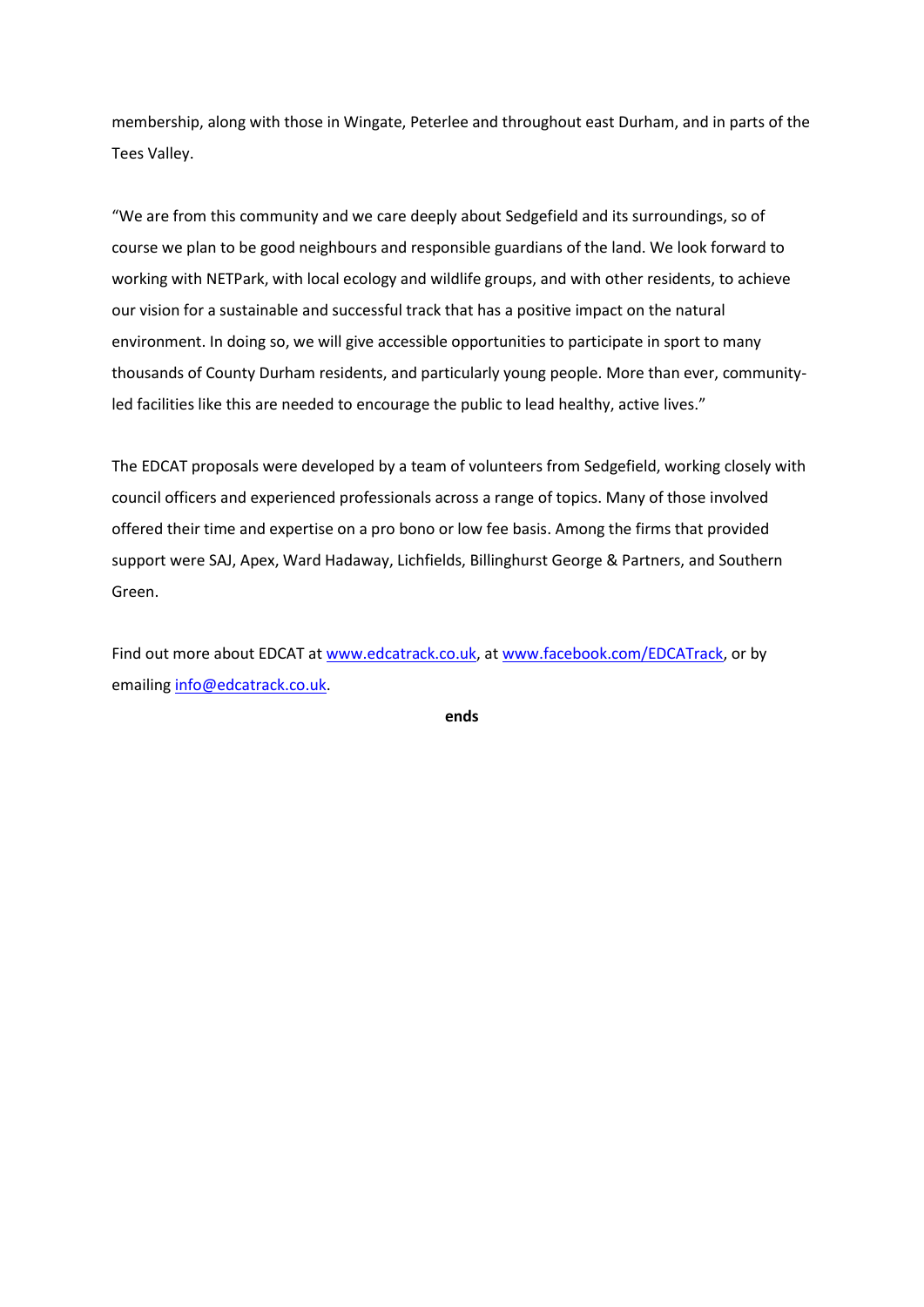membership, along with those in Wingate, Peterlee and throughout east Durham, and in parts of the Tees Valley.

"We are from this community and we care deeply about Sedgefield and its surroundings, so of course we plan to be good neighbours and responsible guardians of the land. We look forward to working with NETPark, with local ecology and wildlife groups, and with other residents, to achieve our vision for a sustainable and successful track that has a positive impact on the natural environment. In doing so, we will give accessible opportunities to participate in sport to many thousands of County Durham residents, and particularly young people. More than ever, community-led facilities like this are needed to encourage the public to lead healthy, active lives."

The EDCAT proposals were developed by a team of volunteers from Sedgefield, working closely with council officers and experienced professionals across a range of topics. Many of those involved offered their time and expertise on a pro bono or low fee basis. Among the firms that provided support were SAJ, Apex, Ward Hadaway, Lichfields, Billinghurst George & Partners, and Southern Green.

Find out more about EDCAT at [www.edcatrack.co.uk](http://www.edcatrack.co.uk), at [www.facebook.com/EDCATrack](http://www.facebook.com/EDCATrack), or by emailing [info@edcatrack.co.uk](mailto:info@edcatrack.co.uk).

**ends**